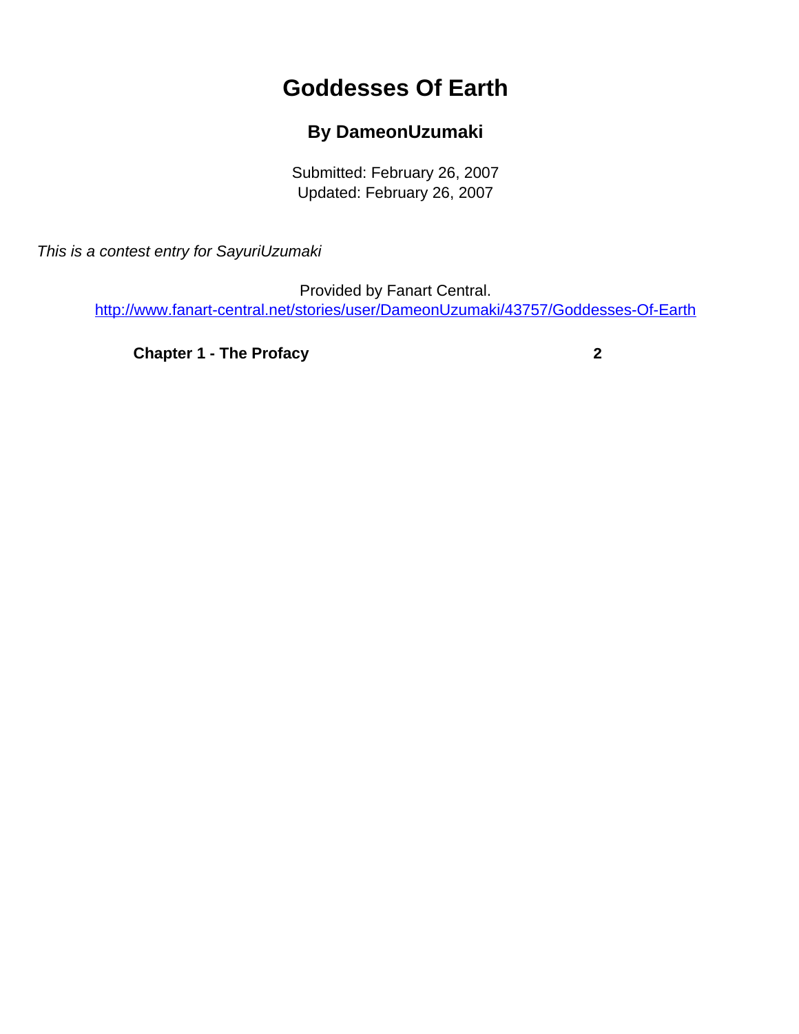# Goddesses Of Earth

### By DameonUzumaki

Submitted: February 26, 2007
Updated: February 26, 2007

*This is a contest entry for SayuriUzumaki*

Provided by Fanart Central.
http://www.fanart-central.net/stories/user/DameonUzumaki/43757/Goddesses-Of-Earth

| | |
|---|---|
| **Chapter 1 - The Profacy** | **2** |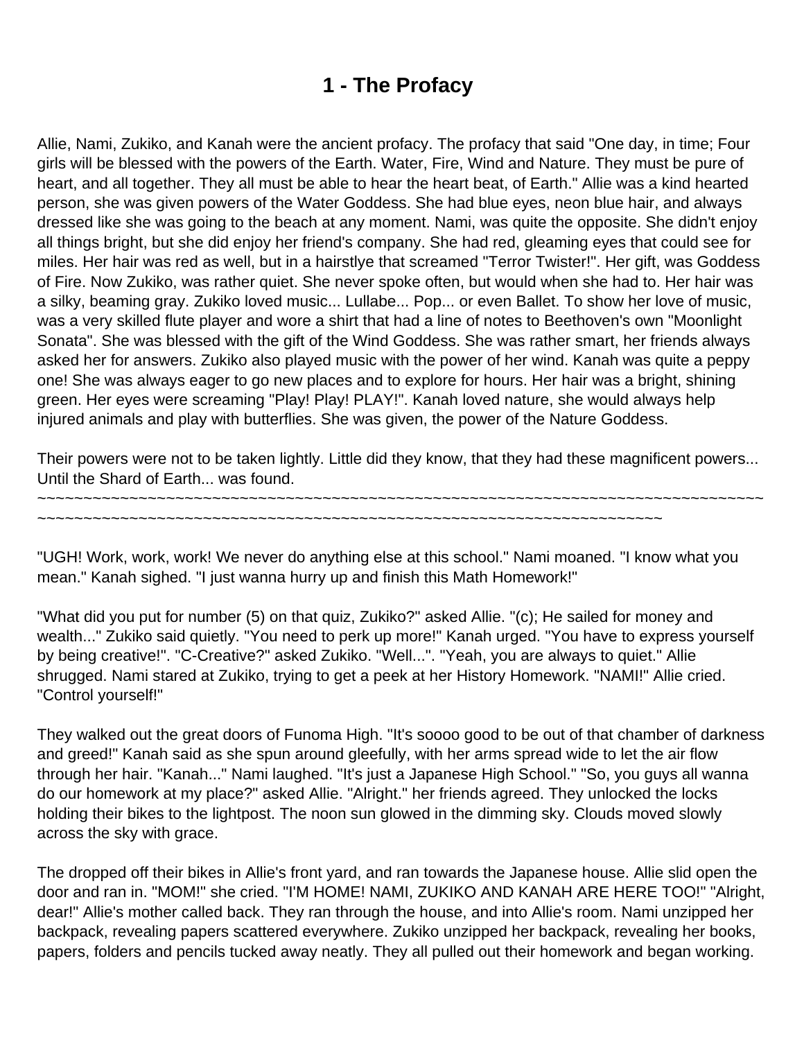# 1 - The Profacy

Allie, Nami, Zukiko, and Kanah were the ancient profacy. The profacy that said "One day, in time; Four girls will be blessed with the powers of the Earth. Water, Fire, Wind and Nature. They must be pure of heart, and all together. They all must be able to hear the heart beat, of Earth." Allie was a kind hearted person, she was given powers of the Water Goddess. She had blue eyes, neon blue hair, and always dressed like she was going to the beach at any moment. Nami, was quite the opposite. She didn't enjoy all things bright, but she did enjoy her friend's company. She had red, gleaming eyes that could see for miles. Her hair was red as well, but in a hairstlye that screamed "Terror Twister!". Her gift, was Goddess of Fire. Now Zukiko, was rather quiet. She never spoke often, but would when she had to. Her hair was a silky, beaming gray. Zukiko loved music... Lullabe... Pop... or even Ballet. To show her love of music, was a very skilled flute player and wore a shirt that had a line of notes to Beethoven's own "Moonlight Sonata". She was blessed with the gift of the Wind Goddess. She was rather smart, her friends always asked her for answers. Zukiko also played music with the power of her wind. Kanah was quite a peppy one! She was always eager to go new places and to explore for hours. Her hair was a bright, shining green. Her eyes were screaming "Play! Play! PLAY!". Kanah loved nature, she would always help injured animals and play with butterflies. She was given, the power of the Nature Goddess.

Their powers were not to be taken lightly. Little did they know, that they had these magnificent powers... Until the Shard of Earth... was found.

~~~~~~~~~~~~~~~~~~~~~~~~~~~~~~~~~~~~~~~~~~~~~~~~~~~~~~~~~~~~~~~~~~~~~~~~~~~~~~~~~~~~~~~~~~~~~~~~~~~~~~~~~~~~~~~~~~~~~~~~~~~~~~~~~~~~~~~~~~~~~~~~~~~~~~~~~~~~~~~~~~~~~~

"UGH! Work, work, work! We never do anything else at this school." Nami moaned. "I know what you mean." Kanah sighed. "I just wanna hurry up and finish this Math Homework!"

"What did you put for number (5) on that quiz, Zukiko?" asked Allie. "(c); He sailed for money and wealth..." Zukiko said quietly. "You need to perk up more!" Kanah urged. "You have to express yourself by being creative!". "C-Creative?" asked Zukiko. "Well...". "Yeah, you are always to quiet." Allie shrugged. Nami stared at Zukiko, trying to get a peek at her History Homework. "NAMI!" Allie cried. "Control yourself!"

They walked out the great doors of Funoma High. "It's soooo good to be out of that chamber of darkness and greed!" Kanah said as she spun around gleefully, with her arms spread wide to let the air flow through her hair. "Kanah..." Nami laughed. "It's just a Japanese High School." "So, you guys all wanna do our homework at my place?" asked Allie. "Alright." her friends agreed. They unlocked the locks holding their bikes to the lightpost. The noon sun glowed in the dimming sky. Clouds moved slowly across the sky with grace.

The dropped off their bikes in Allie's front yard, and ran towards the Japanese house. Allie slid open the door and ran in. "MOM!" she cried. "I'M HOME! NAMI, ZUKIKO AND KANAH ARE HERE TOO!" "Alright, dear!" Allie's mother called back. They ran through the house, and into Allie's room. Nami unzipped her backpack, revealing papers scattered everywhere. Zukiko unzipped her backpack, revealing her books, papers, folders and pencils tucked away neatly. They all pulled out their homework and began working.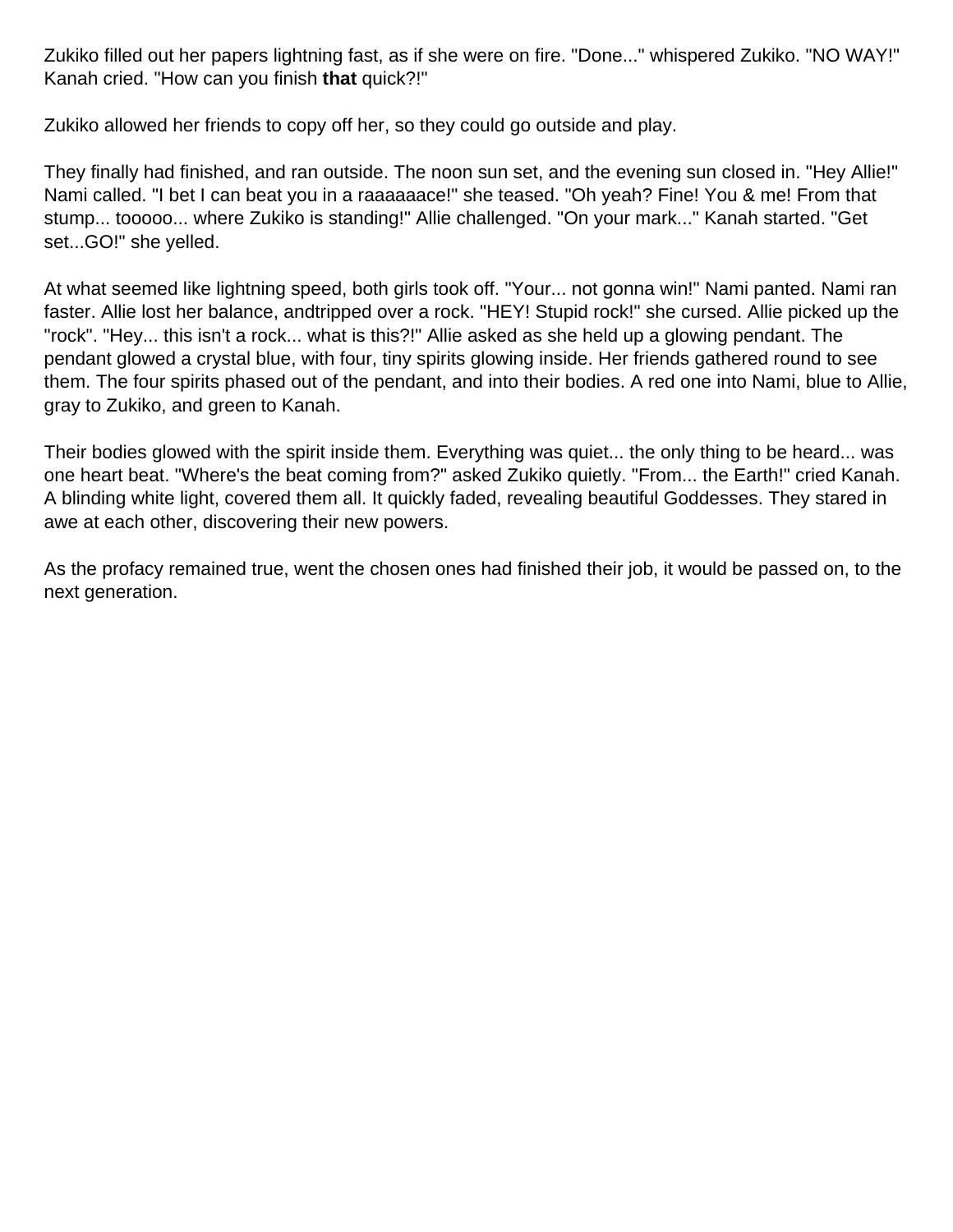Zukiko filled out her papers lightning fast, as if she were on fire. "Done..." whispered Zukiko. "NO WAY!" Kanah cried. "How can you finish **that** quick?!"

Zukiko allowed her friends to copy off her, so they could go outside and play.

They finally had finished, and ran outside. The noon sun set, and the evening sun closed in. "Hey Allie!" Nami called. "I bet I can beat you in a raaaaaace!" she teased. "Oh yeah? Fine! You & me! From that stump... tooooo... where Zukiko is standing!" Allie challenged. "On your mark..." Kanah started. "Get set...GO!" she yelled.

At what seemed like lightning speed, both girls took off. "Your... not gonna win!" Nami panted. Nami ran faster. Allie lost her balance, andtripped over a rock. "HEY! Stupid rock!" she cursed. Allie picked up the "rock". "Hey... this isn't a rock... what is this?!" Allie asked as she held up a glowing pendant. The pendant glowed a crystal blue, with four, tiny spirits glowing inside. Her friends gathered round to see them. The four spirits phased out of the pendant, and into their bodies. A red one into Nami, blue to Allie, gray to Zukiko, and green to Kanah.

Their bodies glowed with the spirit inside them. Everything was quiet... the only thing to be heard... was one heart beat. "Where's the beat coming from?" asked Zukiko quietly. "From... the Earth!" cried Kanah. A blinding white light, covered them all. It quickly faded, revealing beautiful Goddesses. They stared in awe at each other, discovering their new powers.

As the profacy remained true, went the chosen ones had finished their job, it would be passed on, to the next generation.